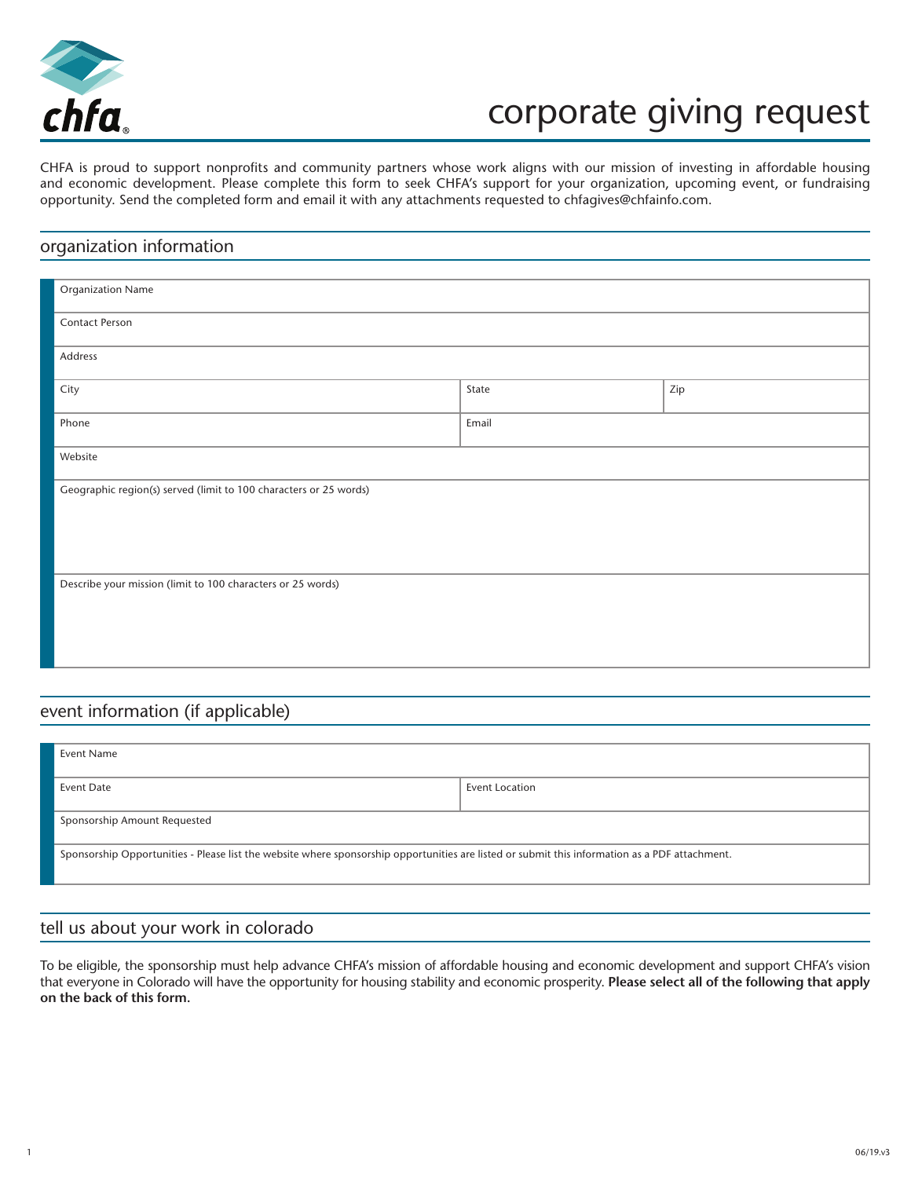# corporate giving request

CHFA is proud to support nonprofits and community partners whose work aligns with our mission of investing in affordable housing and economic development. Please complete this form to seek CHFA's support for your organization, upcoming event, or fundraising opportunity. Send the completed form and email it with any attachments requested to chfagives@chfainfo.com.

## organization information

| | | |
|---|---|---|
| Organization Name | | |
| Contact Person | | |
| Address | | |
| City | State | Zip |
| Phone | Email | |
| Website | | |
| Geographic region(s) served (limit to 100 characters or 25 words) | | |
| Describe your mission (limit to 100 characters or 25 words) | | |

## event information (if applicable)

| | |
|---|---|
| Event Name | |
| Event Date | Event Location |
| Sponsorship Amount Requested | |
| Sponsorship Opportunities - Please list the website where sponsorship opportunities are listed or submit this information as a PDF attachment. | |

## tell us about your work in colorado

To be eligible, the sponsorship must help advance CHFA's mission of affordable housing and economic development and support CHFA's vision that everyone in Colorado will have the opportunity for housing stability and economic prosperity. **Please select all of the following that apply on the back of this form.**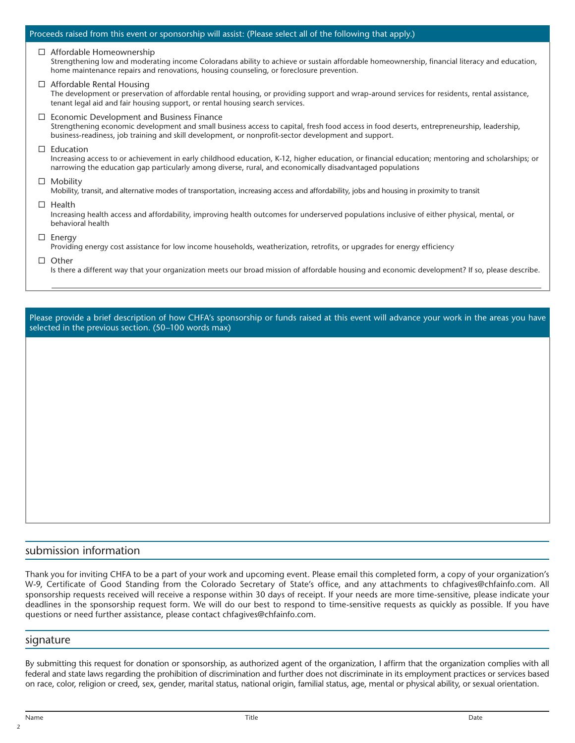Proceeds raised from this event or sponsorship will assist: (Please select all of the following that apply.)

☐ Affordable Homeownership
Strengthening low and moderating income Coloradans ability to achieve or sustain affordable homeownership, financial literacy and education, home maintenance repairs and renovations, housing counseling, or foreclosure prevention.

☐ Affordable Rental Housing
The development or preservation of affordable rental housing, or providing support and wrap-around services for residents, rental assistance, tenant legal aid and fair housing support, or rental housing search services.

☐ Economic Development and Business Finance
Strengthening economic development and small business access to capital, fresh food access in food deserts, entrepreneurship, leadership, business-readiness, job training and skill development, or nonprofit-sector development and support.

☐ Education
Increasing access to or achievement in early childhood education, K-12, higher education, or financial education; mentoring and scholarships; or narrowing the education gap particularly among diverse, rural, and economically disadvantaged populations

☐ Mobility
Mobility, transit, and alternative modes of transportation, increasing access and affordability, jobs and housing in proximity to transit

☐ Health
Increasing health access and affordability, improving health outcomes for underserved populations inclusive of either physical, mental, or behavioral health

☐ Energy
Providing energy cost assistance for low income households, weatherization, retrofits, or upgrades for energy efficiency

☐ Other
Is there a different way that your organization meets our broad mission of affordable housing and economic development? If so, please describe.

\_\_\_\_\_\_\_\_\_\_\_\_\_\_\_\_\_\_\_\_\_\_\_\_\_\_\_\_\_\_\_\_\_\_\_\_\_\_\_\_\_\_\_\_\_\_\_\_\_\_\_\_\_\_\_\_\_\_\_\_\_\_\_\_\_\_\_\_\_\_\_\_\_\_\_\_\_\_

Please provide a brief description of how CHFA's sponsorship or funds raised at this event will advance your work in the areas you have selected in the previous section. (50–100 words max)

## submission information

Thank you for inviting CHFA to be a part of your work and upcoming event. Please email this completed form, a copy of your organization's W-9, Certificate of Good Standing from the Colorado Secretary of State's office, and any attachments to chfagives@chfainfo.com. All sponsorship requests received will receive a response within 30 days of receipt. If your needs are more time-sensitive, please indicate your deadlines in the sponsorship request form. We will do our best to respond to time-sensitive requests as quickly as possible. If you have questions or need further assistance, please contact chfagives@chfainfo.com.

## signature

By submitting this request for donation or sponsorship, as authorized agent of the organization, I affirm that the organization complies with all federal and state laws regarding the prohibition of discrimination and further does not discriminate in its employment practices or services based on race, color, religion or creed, sex, gender, marital status, national origin, familial status, age, mental or physical ability, or sexual orientation.

Name Title Date